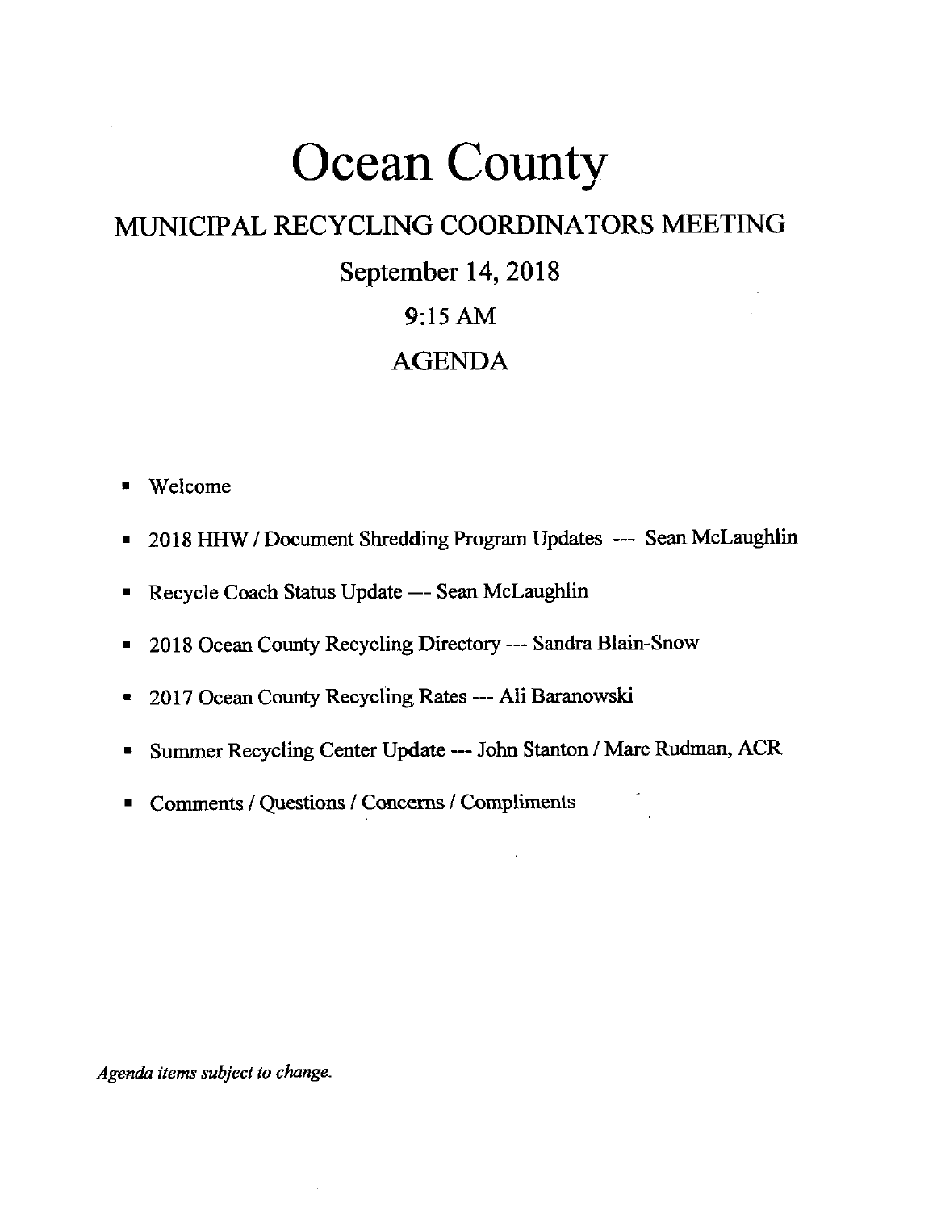# Ocean County

## MUNICIPAL RECYCLING COORDINATORS MEETING

## September 14, 2018

## 9:15 AM

## AGENDA

- Welcome
- 2018 HHW / Document Shredding Program Updates --- Sean McLaughlin
- Recycle Coach Status Update --- Sean McLaughlin
- 2018 Ocean County Recycling Directory --- Sandra Blain-Snow
- 2017 Ocean County Recycling Rates --- Ali Baranowski
- Summer Recycling Center Update --- John Stanton / Marc Rudman, ACR
- Comments / Questions / Concerns / Compliments

*Agenda items subject to change.*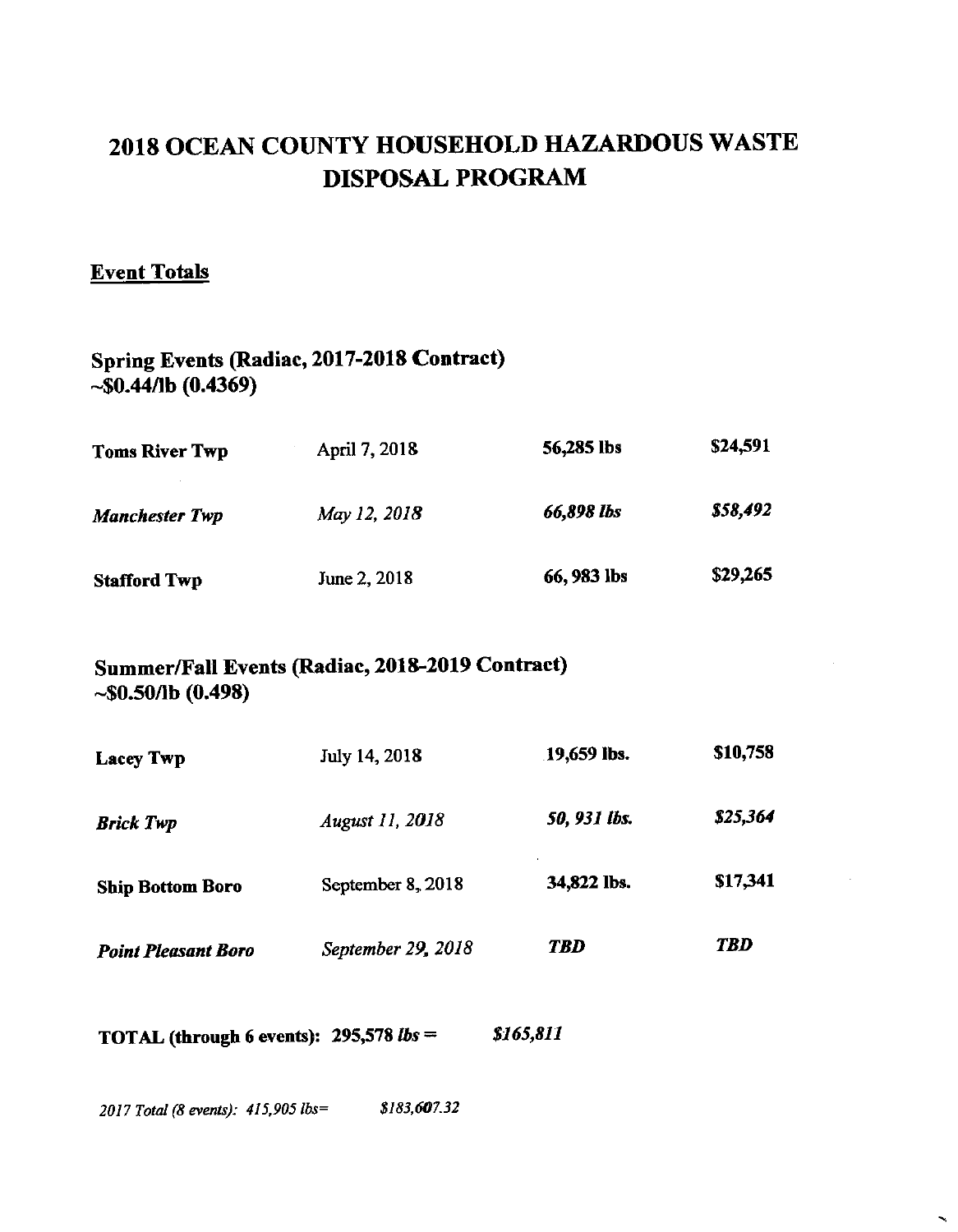# 2018 OCEAN COUNTY HOUSEHOLD HAZARDOUS WASTE DISPOSAL PROGRAM

## Event Totals

### Spring Events (Radiac, 2017-2018 Contract)
### ~$0.44/lb (0.4369)

| | | | |
|---|---|---|---|
| **Toms River Twp** | April 7, 2018 | **56,285 lbs** | **$24,591** |
| ***Manchester Twp*** | *May 12, 2018* | ***66,898 lbs*** | ***$58,492*** |
| **Stafford Twp** | June 2, 2018 | **66, 983 lbs** | **$29,265** |

### Summer/Fall Events (Radiac, 2018-2019 Contract)
### ~$0.50/lb (0.498)

| | | | |
|---|---|---|---|
| **Lacey Twp** | July 14, 2018 | **19,659 lbs.** | **$10,758** |
| ***Brick Twp*** | *August 11, 2018* | ***50, 931 lbs.*** | ***$25,364*** |
| **Ship Bottom Boro** | September 8, 2018 | **34,822 lbs.** | **$17,341** |
| ***Point Pleasant Boro*** | *September 29, 2018* | ***TBD*** | ***TBD*** |

**TOTAL (through 6 events): 295,578** ***lbs =*** ***$165,811***

*2017 Total (8 events): 415,905 lbs= $183,607.32*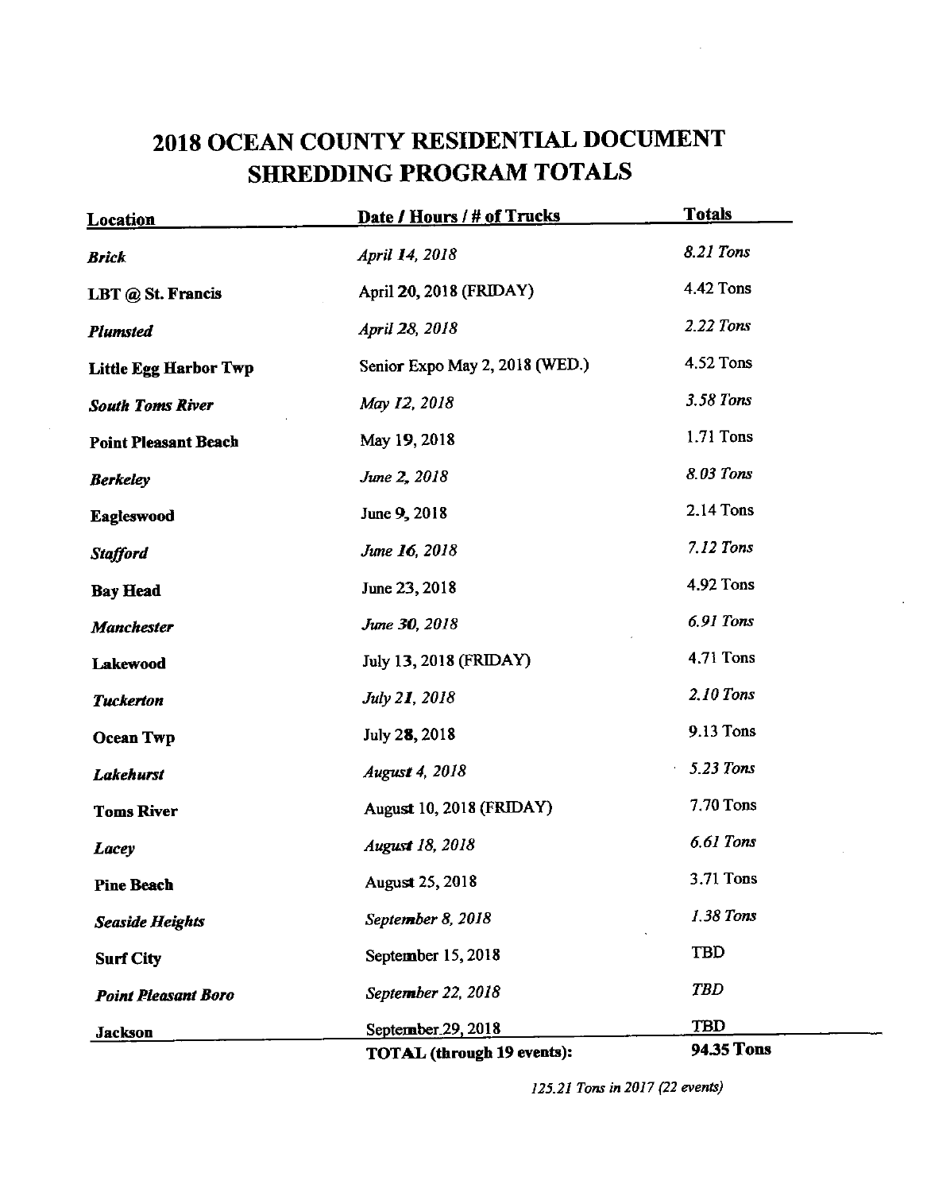# 2018 OCEAN COUNTY RESIDENTIAL DOCUMENT SHREDDING PROGRAM TOTALS

| Location | Date / Hours / # of Trucks | Totals |
| --- | --- | --- |
| ***Brick*** | *April 14, 2018* | *8.21 Tons* |
| **LBT @ St. Francis** | April 20, 2018 (FRIDAY) | 4.42 Tons |
| ***Plumsted*** | *April 28, 2018* | *2.22 Tons* |
| **Little Egg Harbor Twp** | Senior Expo May 2, 2018 (WED.) | 4.52 Tons |
| ***South Toms River*** | *May 12, 2018* | *3.58 Tons* |
| **Point Pleasant Beach** | May 19, 2018 | 1.71 Tons |
| ***Berkeley*** | *June 2, 2018* | *8.03 Tons* |
| **Eagleswood** | June 9, 2018 | 2.14 Tons |
| ***Stafford*** | *June 16, 2018* | *7.12 Tons* |
| **Bay Head** | June 23, 2018 | 4.92 Tons |
| ***Manchester*** | *June 30, 2018* | *6.91 Tons* |
| **Lakewood** | July 13, 2018 (FRIDAY) | 4.71 Tons |
| ***Tuckerton*** | *July 21, 2018* | *2.10 Tons* |
| **Ocean Twp** | July 28, 2018 | 9.13 Tons |
| ***Lakehurst*** | *August 4, 2018* | *5.23 Tons* |
| **Toms River** | August 10, 2018 (FRIDAY) | 7.70 Tons |
| ***Lacey*** | *August 18, 2018* | *6.61 Tons* |
| **Pine Beach** | August 25, 2018 | 3.71 Tons |
| ***Seaside Heights*** | *September 8, 2018* | *1.38 Tons* |
| **Surf City** | September 15, 2018 | TBD |
| ***Point Pleasant Boro*** | *September 22, 2018* | *TBD* |
| **Jackson** | September 29, 2018 | TBD |
| | **TOTAL (through 19 events):** | **94.35 Tons** |

*125.21 Tons in 2017 (22 events)*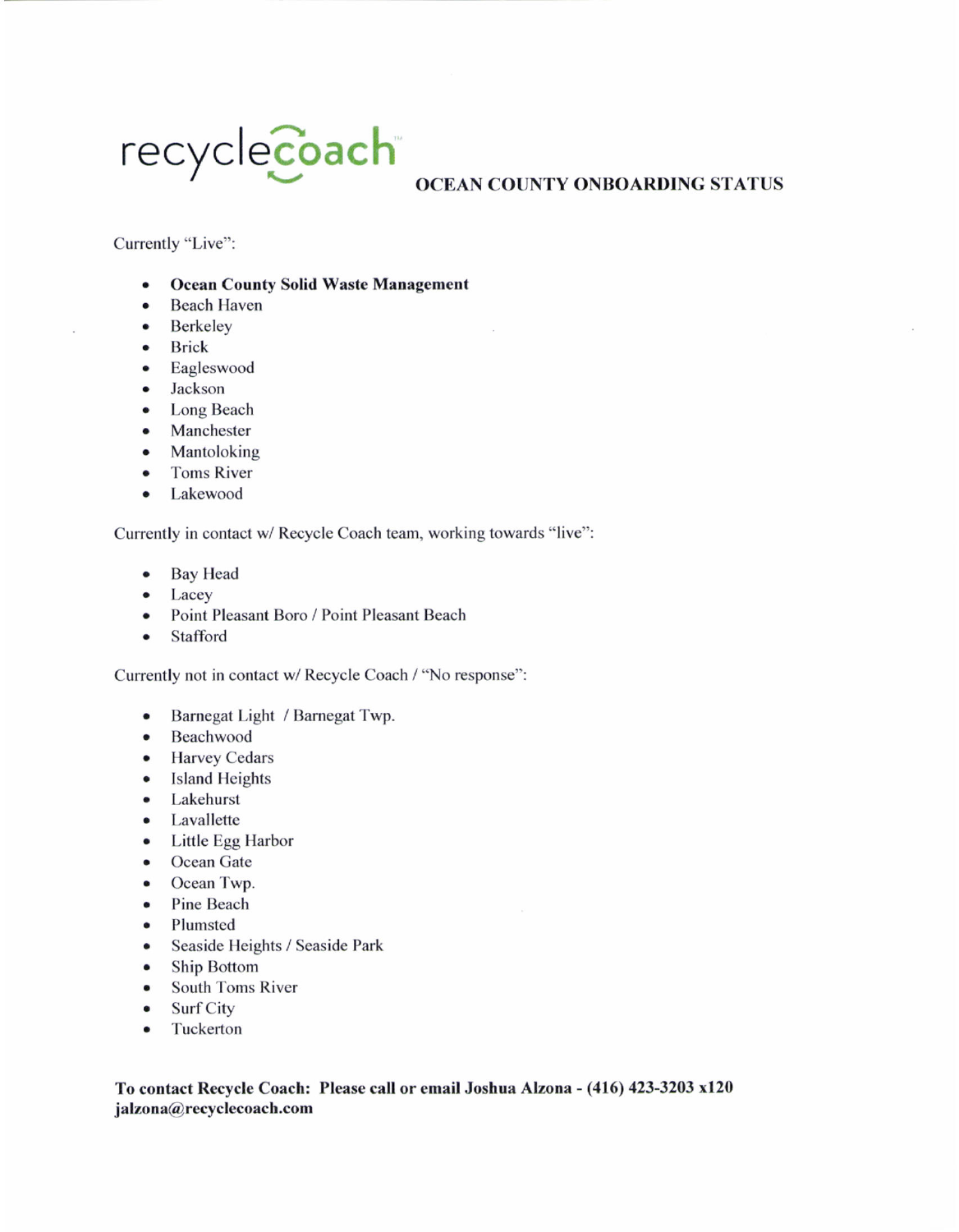recyclecoach™

# OCEAN COUNTY ONBOARDING STATUS

Currently "Live":

- **Ocean County Solid Waste Management**
- Beach Haven
- Berkeley
- Brick
- Eagleswood
- Jackson
- Long Beach
- Manchester
- Mantoloking
- Toms River
- Lakewood

Currently in contact w/ Recycle Coach team, working towards "live":

- Bay Head
- Lacey
- Point Pleasant Boro / Point Pleasant Beach
- Stafford

Currently not in contact w/ Recycle Coach / "No response":

- Barnegat Light / Barnegat Twp.
- Beachwood
- Harvey Cedars
- Island Heights
- Lakehurst
- Lavallette
- Little Egg Harbor
- Ocean Gate
- Ocean Twp.
- Pine Beach
- Plumsted
- Seaside Heights / Seaside Park
- Ship Bottom
- South Toms River
- Surf City
- Tuckerton

**To contact Recycle Coach: Please call or email Joshua Alzona - (416) 423-3203 x120 jalzona@recyclecoach.com**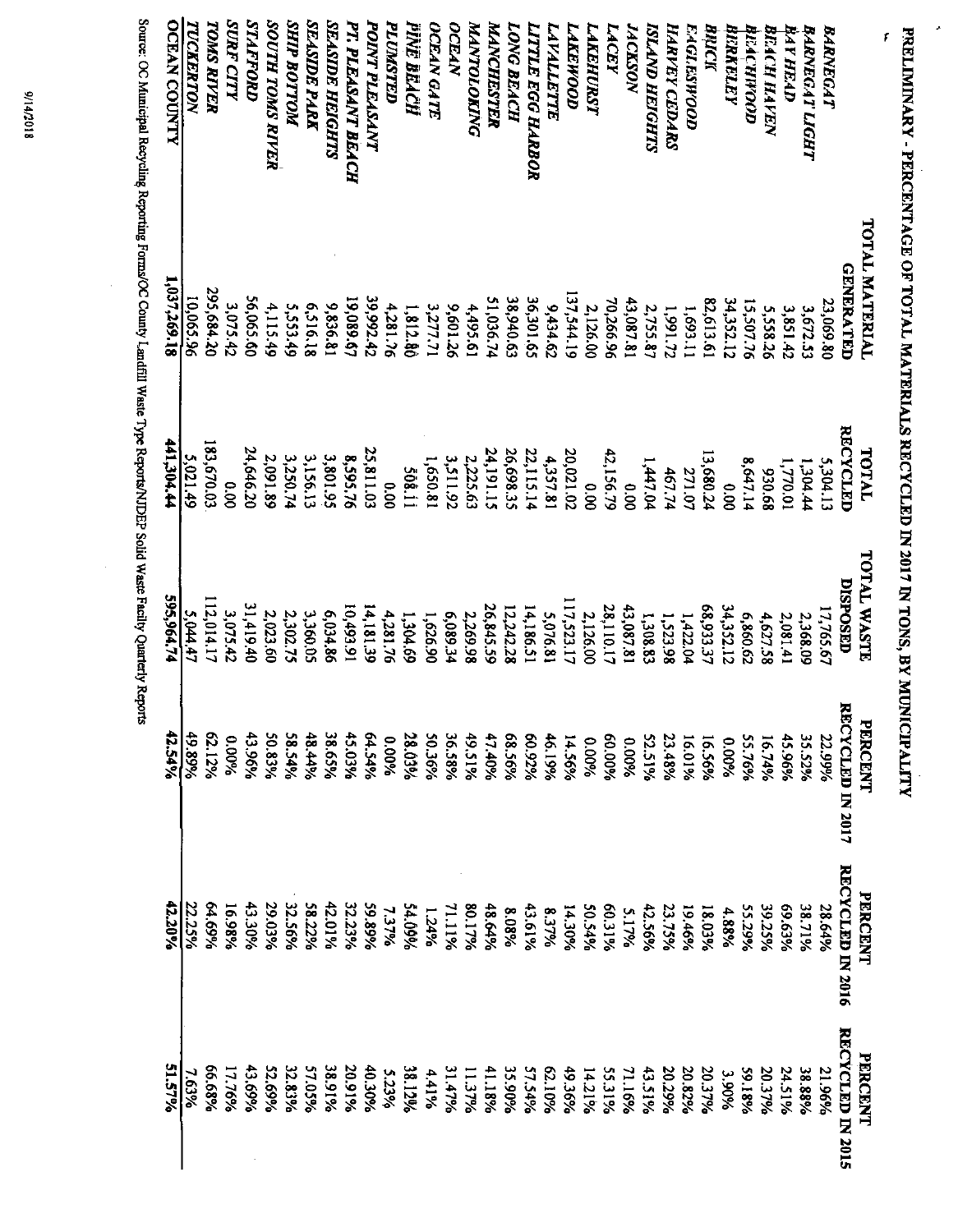# PRELIMINARY - PERCENTAGE OF TOTAL MATERIALS RECYCLED IN 2017 IN TONS, BY MUNICIPALITY

| | TOTAL MATERIAL GENERATED | TOTAL RECYCLED | TOTAL WASTE DISPOSED | PERCENT RECYCLED IN 2017 | PERCENT RECYCLED IN 2016 | PERCENT RECYCLED IN 2015 |
|---|---|---|---|---|---|---|
| *BARNEGAT* | 23,069.80 | 5,304.13 | 17,765.67 | 22.99% | 28.64% | 21.96% |
| *BARNEGAT LIGHT* | 3,672.53 | 1,304.44 | 2,368.09 | 35.52% | 38.71% | 38.88% |
| *BAY HEAD* | 3,851.42 | 1,770.01 | 2,081.41 | 45.96% | 69.63% | 24.51% |
| *BEACH HAVEN* | 5,558.26 | 930.68 | 4,627.58 | 16.74% | 39.25% | 20.37% |
| *BEACHWOOD* | 15,507.76 | 8,647.14 | 6,860.62 | 55.76% | 55.29% | 59.18% |
| *BERKELEY* | 34,352.12 | 0.00 | 34,352.12 | 0.00% | 4.88% | 3.90% |
| *BRICK* | 82,613.61 | 13,680.24 | 68,933.37 | 16.56% | 18.03% | 20.37% |
| *EAGLESWOOD* | 1,693.11 | 271.07 | 1,422.04 | 16.01% | 19.46% | 20.82% |
| *HARVEY CEDARS* | 1,991.72 | 467.74 | 1,523.98 | 23.48% | 23.75% | 20.29% |
| *ISLAND HEIGHTS* | 2,755.87 | 1,447.04 | 1,308.83 | 52.51% | 42.56% | 43.51% |
| *JACKSON* | 43,087.81 | 0.00 | 43,087.81 | 0.00% | 5.17% | 71.16% |
| *LACEY* | 70,266.96 | 42,156.79 | 28,110.17 | 60.00% | 60.31% | 55.31% |
| *LAKEHURST* | 2,126.00 | 0.00 | 2,126.00 | 0.00% | 50.54% | 14.21% |
| *LAKEWOOD* | 137,544.19 | 20,021.02 | 117,523.17 | 14.56% | 14.30% | 49.36% |
| *LAVALLETTE* | 9,434.62 | 4,357.81 | 5,076.81 | 46.19% | 8.37% | 62.10% |
| *LITTLE EGG HARBOR* | 36,301.65 | 22,115.14 | 14,186.51 | 60.92% | 43.61% | 57.54% |
| *LONG BEACH* | 38,940.63 | 26,698.35 | 12,242.28 | 68.56% | 8.08% | 35.90% |
| *MANCHESTER* | 51,036.74 | 24,191.15 | 26,845.59 | 47.40% | 48.64% | 41.18% |
| *MANTOLOKING* | 4,495.61 | 2,225.63 | 2,269.98 | 49.51% | 80.17% | 11.37% |
| *OCEAN* | 9,601.26 | 3,511.92 | 6,089.34 | 36.58% | 71.11% | 31.47% |
| *OCEAN GATE* | 3,277.71 | 1,650.81 | 1,626.90 | 50.36% | 1.24% | 4.41% |
| *PINE BEACH* | 1,812.80 | 508.11 | 1,304.69 | 28.03% | 54.09% | 38.12% |
| *PLUMSTED* | 4,281.76 | 0.00 | 4,281.76 | 0.00% | 7.37% | 5.23% |
| *POINT PLEASANT* | 39,992.42 | 25,811.03 | 14,181.39 | 64.54% | 59.89% | 40.30% |
| *PT. PLEASANT BEACH* | 19,089.67 | 8,595.76 | 10,493.91 | 45.03% | 32.23% | 20.91% |
| *SEASIDE HEIGHTS* | 9,836.81 | 3,801.95 | 6,034.86 | 38.65% | 42.01% | 38.91% |
| *SEASIDE PARK* | 6,516.18 | 3,156.13 | 3,360.05 | 48.44% | 58.22% | 57.05% |
| *SHIP BOTTOM* | 5,553.49 | 3,250.74 | 2,302.75 | 58.54% | 32.56% | 32.83% |
| *SOUTH TOMS RIVER* | 4,115.49 | 2,091.89 | 2,023.60 | 50.83% | 29.03% | 52.69% |
| *STAFFORD* | 56,065.60 | 24,646.20 | 31,419.40 | 43.96% | 43.30% | 43.69% |
| *SURF CITY* | 3,075.42 | 0.00 | 3,075.42 | 0.00% | 16.98% | 17.76% |
| *TOMS RIVER* | 295,684.20 | 183,670.03 | 112,014.17 | 62.12% | 64.69% | 66.68% |
| *TUCKERTON* | 10,065.96 | 5,021.49 | 5,044.47 | 49.89% | 22.25% | 7.63% |
| **OCEAN COUNTY** | **1,037,269.18** | **441,304.44** | **595,964.74** | **42.54%** | **42.20%** | **51.57%** |

Source: OC Municipal Recycling Reporting Forms/OC County Landfill Waste Type Reports/NJDEP Solid Waste Facility Quarterly Reports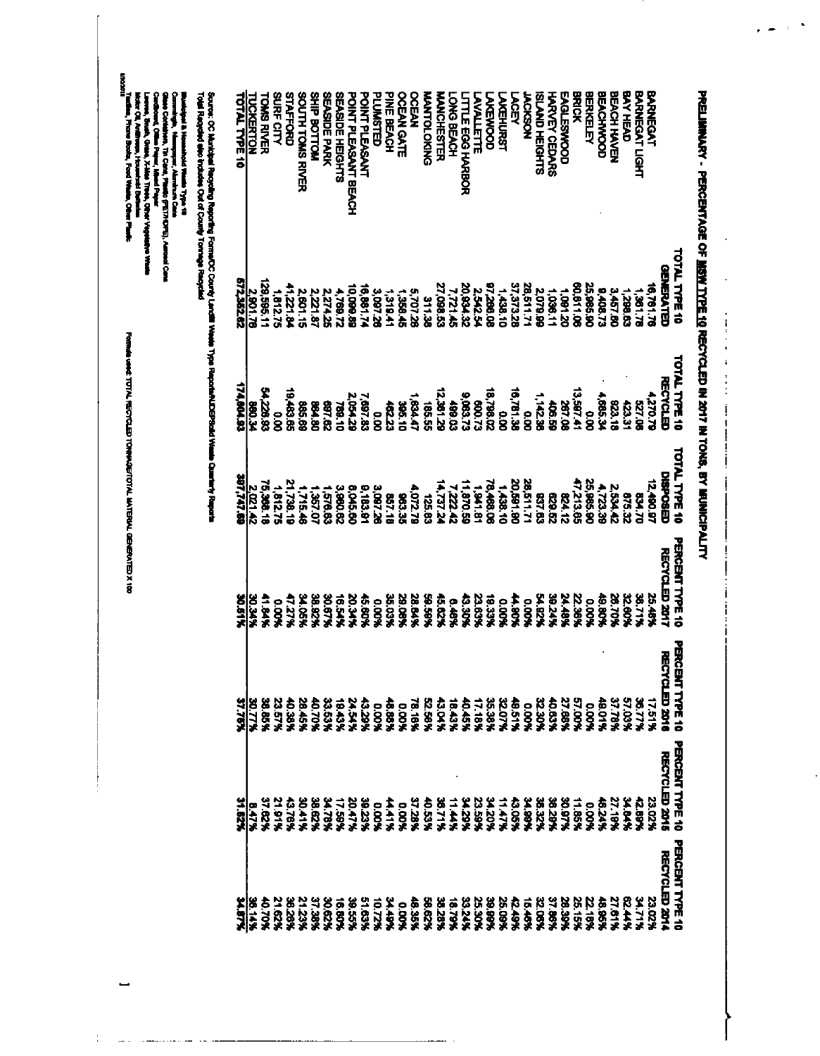# PRELIMINARY - PERCENTAGE OF MSW TYPE 10 RECYCLED IN 2017 IN TONS, BY MUNICIPALITY

| | TOTAL TYPE 10 GENERATED | TOTAL TYPE 10 RECYCLED | TOTAL TYPE 10 DISPOSED | PERCENT TYPE 10 RECYCLED 2017 | PERCENT TYPE 10 RECYCLED 2016 | PERCENT TYPE 10 RECYCLED 2015 | PERCENT TYPE 10 RECYCLED 2014 |
|---|---|---|---|---|---|---|---|
| BARNEGAT | 16,761.76 | 4,270.79 | 12,490.97 | 25.48% | 17.51% | 23.02% | 23.02% |
| BARNEGAT LIGHT | 1,361.76 | 527.06 | 834.70 | 38.71% | 36.77% | 42.89% | 34.71% |
| BAY HEAD | 1,298.63 | 423.31 | 875.32 | 32.60% | 57.03% | 34.84% | 62.44% |
| BEACH HAVEN | 3,457.60 | 923.18 | 2,534.42 | 26.70% | 37.76% | 27.19% | 27.61% |
| BEACHWOOD | 9,408.73 | 4,685.34 | 4,723.39 | 49.80% | 48.01% | 46.24% | 48.96% |
| BERKELEY | 25,985.90 | 0.00 | 25,985.90 | 0.00% | 0.00% | 0.00% | 22.18% |
| BRICK | 60,811.06 | 13,597.41 | 47,213.65 | 22.36% | 57.00% | 11.85% | 25.15% |
| EAGLESWOOD | 1,091.20 | 267.08 | 824.12 | 24.48% | 27.68% | 30.97% | 28.39% |
| HARVEY CEDARS | 1,036.11 | 406.59 | 629.62 | 39.24% | 40.63% | 38.29% | 37.86% |
| ISLAND HEIGHTS | 2,079.99 | 1,142.36 | 937.63 | 54.92% | 32.30% | 36.32% | 32.06% |
| JACKSON | 28,511.71 | 0.00 | 28,511.71 | 0.00% | 0.00% | 34.99% | 15.46% |
| LACEY | 37,373.28 | 16,781.38 | 20,591.90 | 44.90% | 48.51% | 43.06% | 42.49% |
| LAKEHURST | 1,438.10 | 0.00 | 1,438.10 | 0.00% | 32.07% | 11.47% | 25.09% |
| LAKEWOOD | 97,266.08 | 18,798.02 | 78,468.06 | 19.33% | 35.38% | 34.20% | 39.89% |
| LAVALLETTE | 2,542.54 | 600.73 | 1,941.81 | 23.63% | 17.18% | 23.59% | 25.30% |
| LITTLE EGG HARBOR | 20,934.32 | 9,063.73 | 11,870.59 | 43.30% | 40.45% | 34.29% | 33.24% |
| LONG BEACH | 7,721.45 | 499.03 | 7,222.42 | 6.46% | 18.43% | 11.44% | 18.79% |
| MANCHESTER | 27,098.53 | 12,361.29 | 14,737.24 | 45.62% | 43.04% | 36.71% | 36.28% |
| MANTOLOKING | 311.38 | 185.55 | 125.83 | 59.59% | 52.58% | 40.53% | 58.62% |
| OCEAN | 5,707.26 | 1,634.47 | 4,072.79 | 28.64% | 78.18% | 37.28% | 48.35% |
| OCEAN GATE | 1,358.45 | 395.10 | 963.35 | 29.08% | 0.00% | 0.00% | 0.00% |
| PINE BEACH | 1,319.41 | 462.23 | 857.18 | 35.03% | 48.88% | 44.41% | 34.49% |
| PLUMSTED | 3,097.26 | 0.00 | 3,097.26 | 0.00% | 0.00% | 0.00% | 10.72% |
| POINT PLEASANT | 16,881.74 | 7,697.83 | 9,183.91 | 45.60% | 43.29% | 39.23% | 51.63% |
| POINT PLEASANT BEACH | 10,099.89 | 2,054.29 | 8,045.60 | 20.34% | 24.54% | 20.47% | 39.55% |
| SEASIDE HEIGHTS | 4,768.72 | 788.10 | 3,980.62 | 16.54% | 19.43% | 17.59% | 16.80% |
| SEASIDE PARK | 2,274.25 | 697.62 | 1,576.63 | 30.67% | 33.53% | 34.78% | 30.62% |
| SHIP BOTTOM | 2,221.87 | 864.80 | 1,357.07 | 38.92% | 40.70% | 38.62% | 37.38% |
| SOUTH TOMS RIVER | 2,601.15 | 885.69 | 1,715.46 | 34.05% | 28.45% | 30.41% | 21.23% |
| STAFFORD | 41,221.84 | 19,483.65 | 21,738.19 | 47.27% | 40.38% | 43.76% | 36.26% |
| SURF CITY | 1,812.75 | 0.00 | 1,812.75 | 0.00% | 23.57% | 21.91% | 21.62% |
| TOMS RIVER | 129,595.11 | 54,226.93 | 75,368.18 | 41.84% | 38.85% | 37.62% | 40.70% |
| TUCKERTON | 2,901.76 | 880.34 | 2,021.42 | 30.34% | 30.77% | 8.47% | 36.14% |
| TOTAL TYPE 10 | 572,352.62 | 174,604.93 | 397,747.69 | 30.51% | 37.78% | 31.62% | 34.67% |

Source: OC Municipal Recycling Reporting Forms/OC County Landfill Waste Type Reports/NJDEP Solid Waste Quarterly Reports

Total Recycled also includes Out of County Tonnage Recycled

Municipal & Household Waste Type 10
Corrugated, Newspaper, Aluminum Cans
Glass Containers, Tin Cans, Plastic (PET/HDPE), Aerosol Cans
Cardboard, Office Paper, Mixed Paper
Leaves, Brush, Grass, X-mas Trees, Other Vegetative Waste
Motor Oil, Antifreeze, Household Batteries
Textiles, Phone Books, Food Waste, Other Plastic

Formula used: TOTAL RECYCLED TONNAGE/TOTAL MATERIAL GENERATED X 100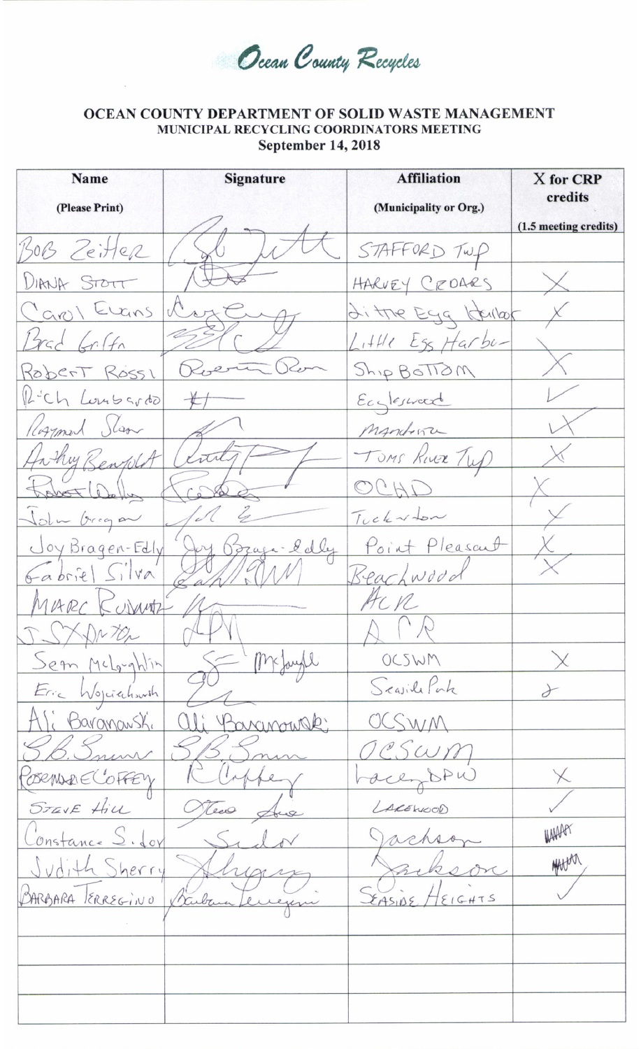Ocean County Recycles

**OCEAN COUNTY DEPARTMENT OF SOLID WASTE MANAGEMENT**
**MUNICIPAL RECYCLING COORDINATORS MEETING**
**September 14, 2018**

| Name (Please Print) | Signature | Affiliation (Municipality or Org.) | X for CRP credits (1.5 meeting credits) |
|---|---|---|---|
| Bob Zeitler | [signature] | Stafford Twp | |
| Diana Stott | [signature] | Harvey Cedars | X |
| Carol Evans | [signature] | Little Egg Harbor | X |
| Brad Griffin | [signature] | Little Egg Harbor | X |
| Robert Rossi | [signature] | Ship Bottom | X |
| Rich Lombardo | [signature] | Englewood | ✓ |
| Raymond Sloan | [signature] | Manchester | ✓X |
| Anthony Benfield | [signature] | Toms River Twp | X |
| Robert Wally | [signature] | OCHD | X |
| John Gregan | [signature] | Tuckerton | X |
| Joy Bragen-Edly | Joy Bragen-Edly | Point Pleasant | X |
| Gabriel Silva | [signature] | Beachwood | X |
| Marc Rubmitz | [signature] | ACR | |
| J. Sexton | [signature] | ACR | |
| Sean McLoughlin | [signature] | OCSWM | X |
| Eric Wojciechowski | [signature] | Seaside Park | X |
| Ali Baranowski | Ali Baranowski | OCSWM | |
| S.B. Snow | S.B. Snow | OCSWM | |
| Rosemarie Coffey | R Coffey | Lacey DPW | X |
| Steve Hill | [signature] | Lakewood | ✓ |
| Constance Sidor | [signature] | Jackson | [initials] |
| Judith Sherry | [signature] | Jackson | [initials] |
| Barbara Terregino | Barbara Terregino | Seaside Heights | ✓ |
| | | | |
| | | | |
| | | | |
| | | | |